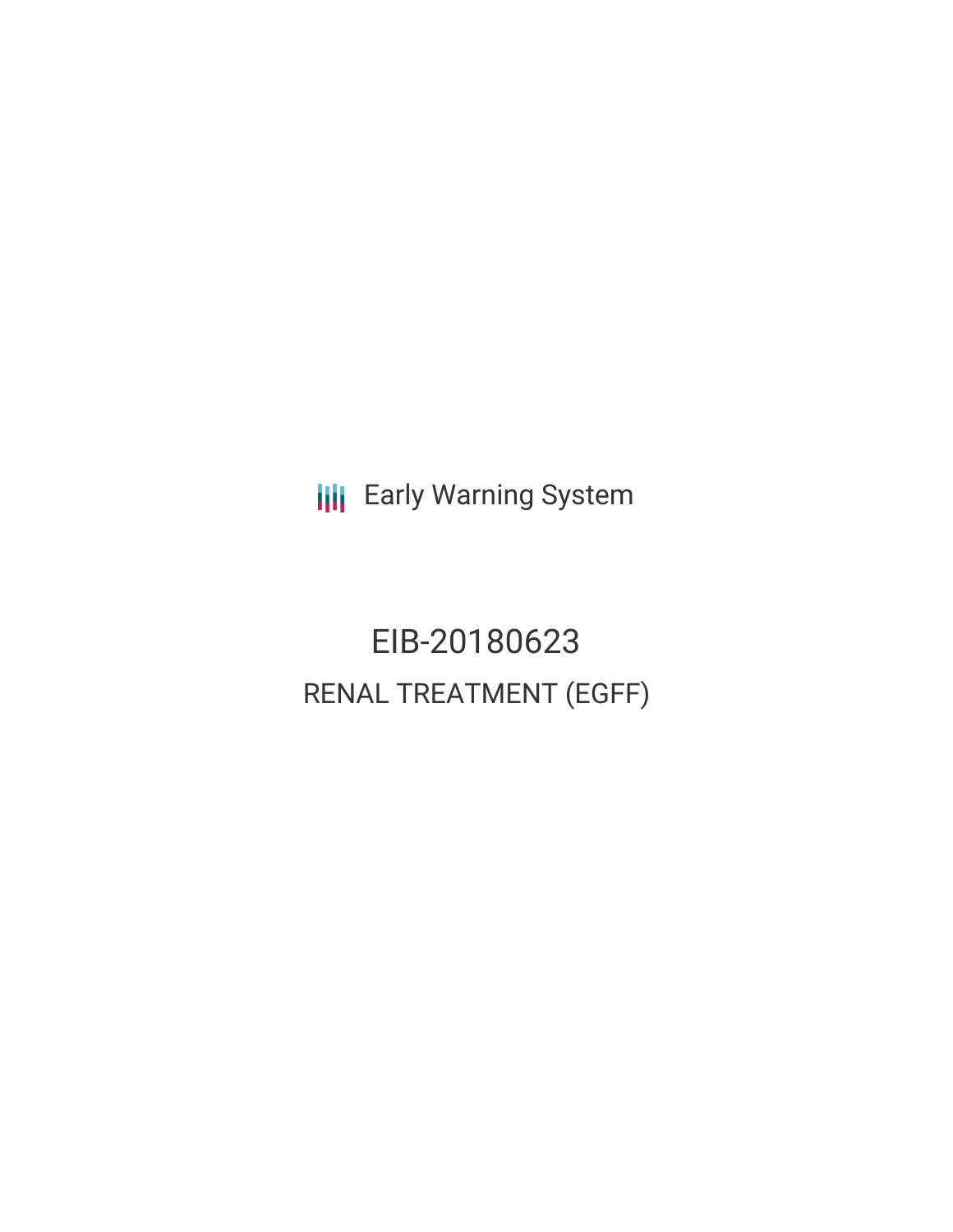Early Warning System

# EIB-20180623

## RENAL TREATMENT (EGFF)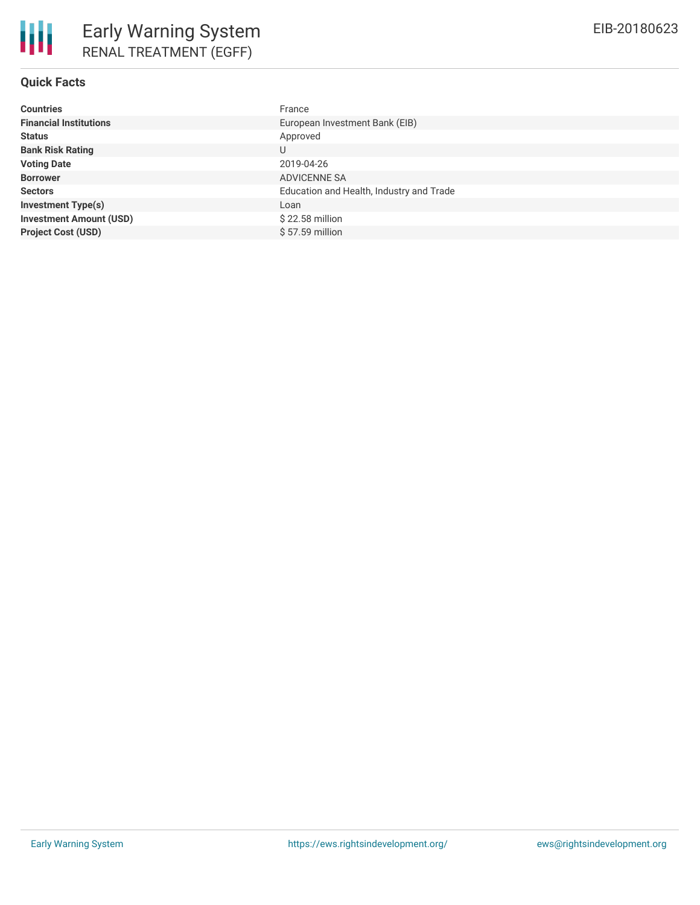# Early Warning System

RENAL TREATMENT (EGFF)

EIB-20180623

## Quick Facts

| | |
|---|---|
| **Countries** | France |
| **Financial Institutions** | European Investment Bank (EIB) |
| **Status** | Approved |
| **Bank Risk Rating** | U |
| **Voting Date** | 2019-04-26 |
| **Borrower** | ADVICENNE SA |
| **Sectors** | Education and Health, Industry and Trade |
| **Investment Type(s)** | Loan |
| **Investment Amount (USD)** | $ 22.58 million |
| **Project Cost (USD)** | $ 57.59 million |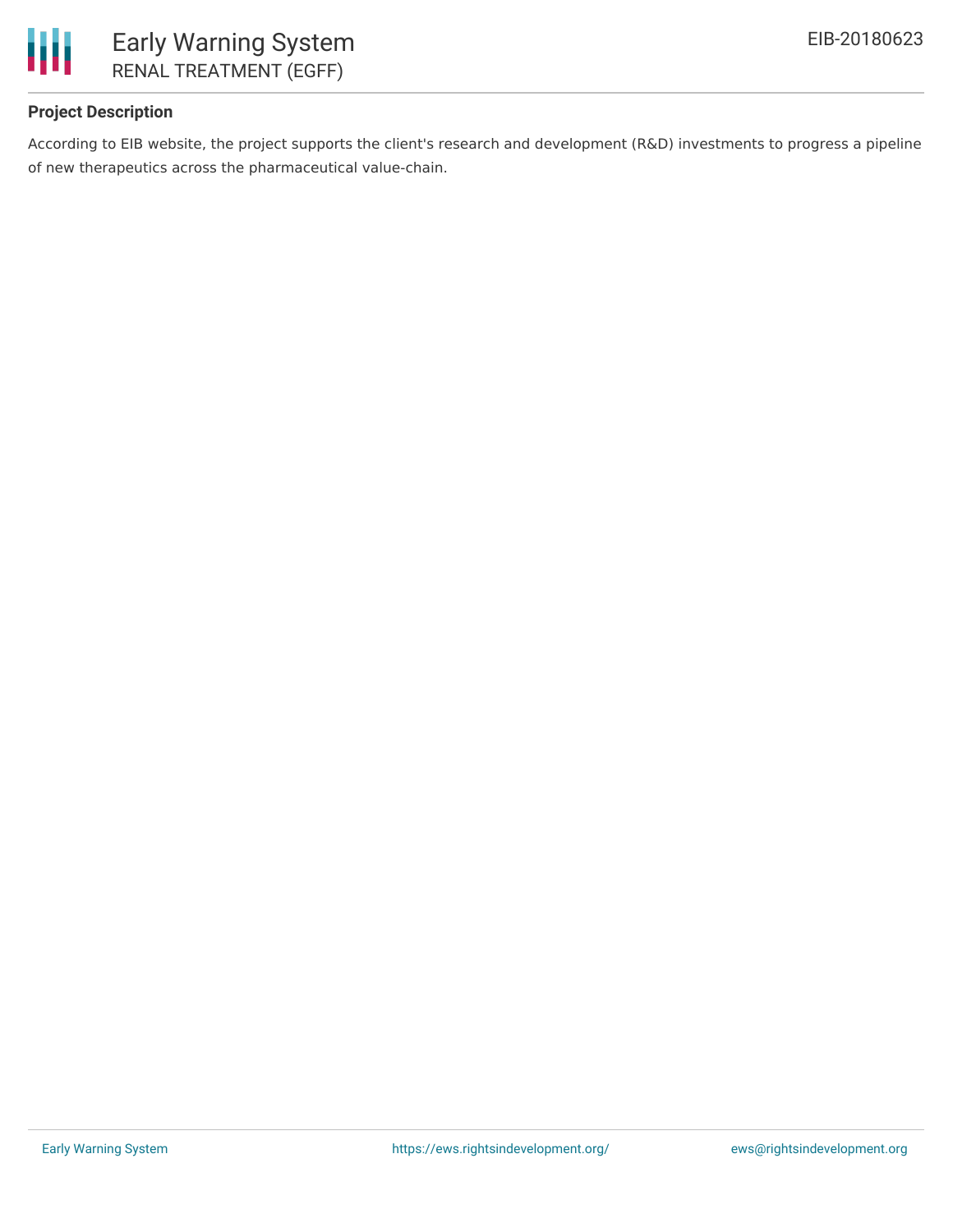**Project Description**

According to EIB website, the project supports the client's research and development (R&D) investments to progress a pipeline of new therapeutics across the pharmaceutical value-chain.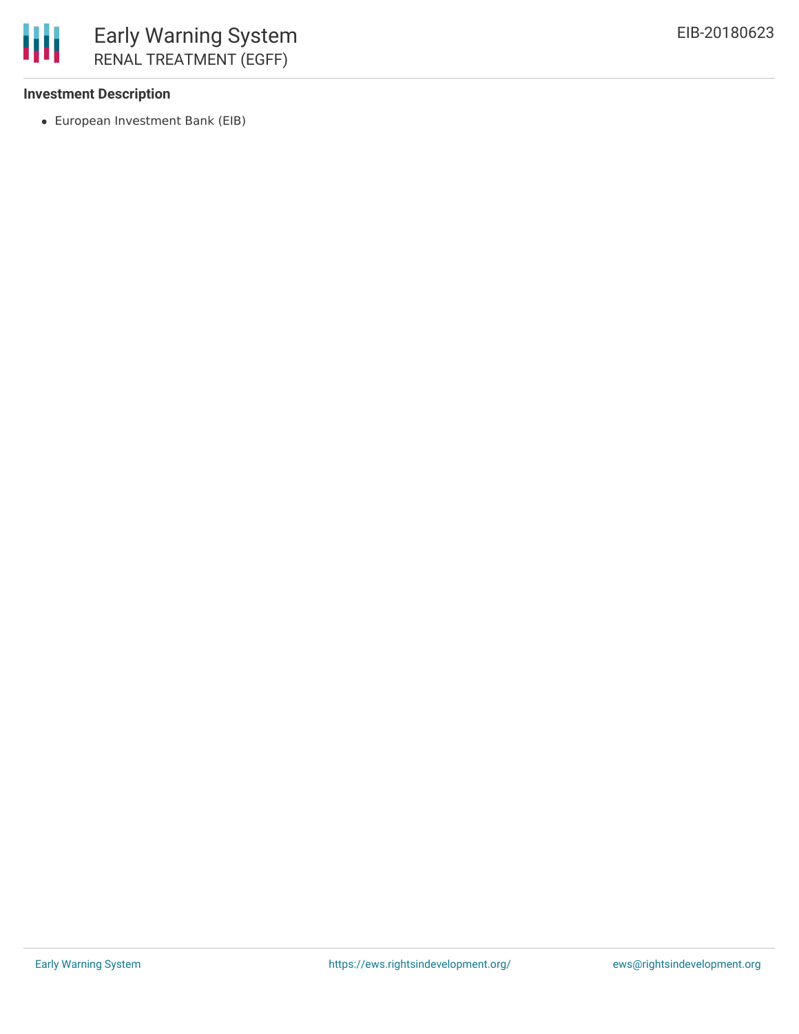**Investment Description**

- European Investment Bank (EIB)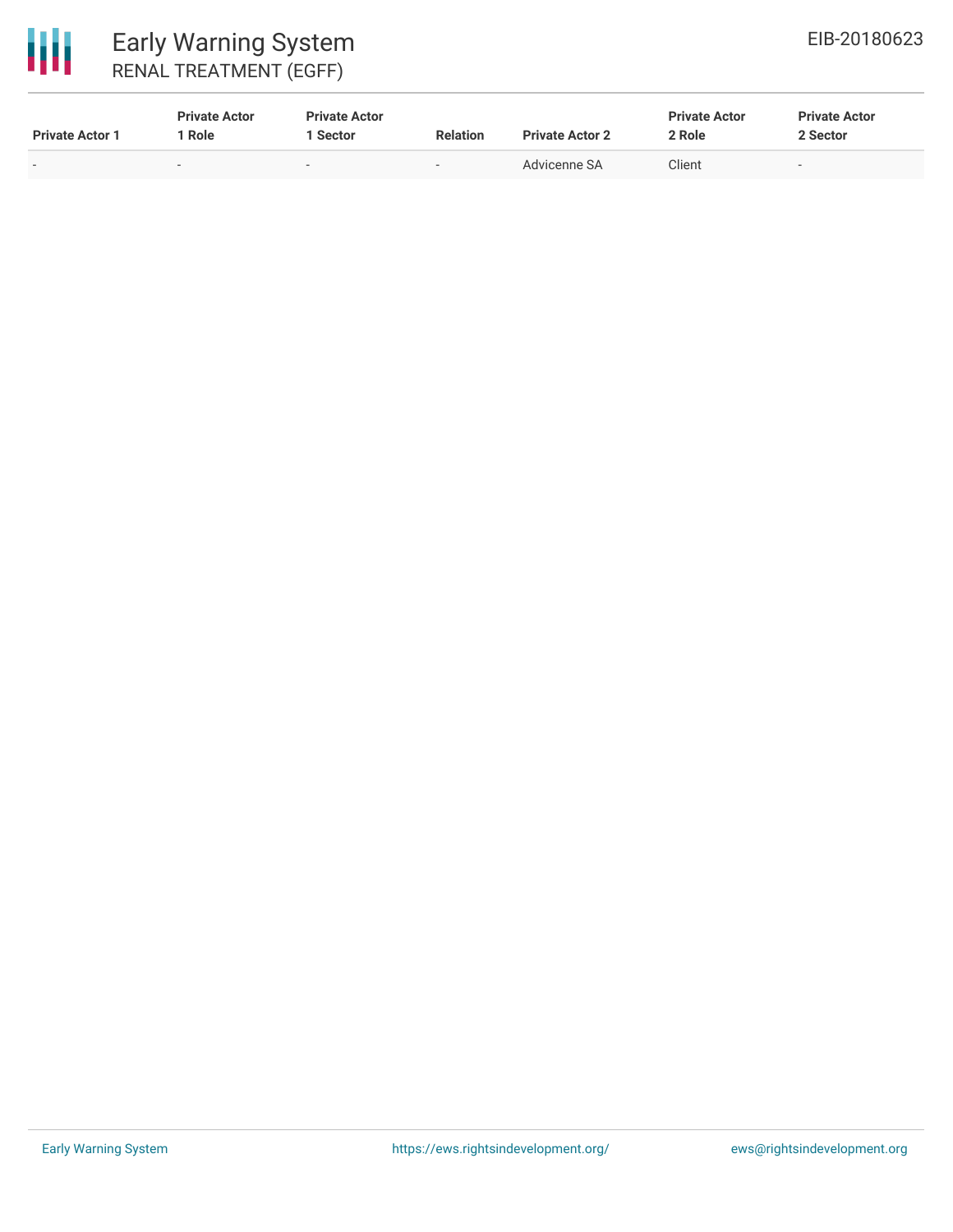| Private Actor 1 | Private Actor 1 Role | Private Actor 1 Sector | Relation | Private Actor 2 | Private Actor 2 Role | Private Actor 2 Sector |
|---|---|---|---|---|---|---|
| - | - | - | - | Advicenne SA | Client | - |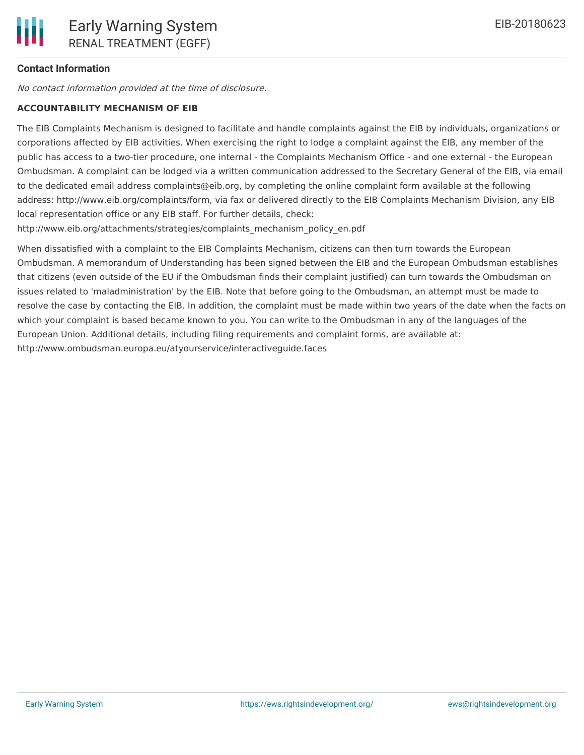#### Contact Information

*No contact information provided at the time of disclosure.*

**ACCOUNTABILITY MECHANISM OF EIB**

The EIB Complaints Mechanism is designed to facilitate and handle complaints against the EIB by individuals, organizations or corporations affected by EIB activities. When exercising the right to lodge a complaint against the EIB, any member of the public has access to a two-tier procedure, one internal - the Complaints Mechanism Office - and one external - the European Ombudsman. A complaint can be lodged via a written communication addressed to the Secretary General of the EIB, via email to the dedicated email address complaints@eib.org, by completing the online complaint form available at the following address: http://www.eib.org/complaints/form, via fax or delivered directly to the EIB Complaints Mechanism Division, any EIB local representation office or any EIB staff. For further details, check: http://www.eib.org/attachments/strategies/complaints_mechanism_policy_en.pdf

When dissatisfied with a complaint to the EIB Complaints Mechanism, citizens can then turn towards the European Ombudsman. A memorandum of Understanding has been signed between the EIB and the European Ombudsman establishes that citizens (even outside of the EU if the Ombudsman finds their complaint justified) can turn towards the Ombudsman on issues related to 'maladministration' by the EIB. Note that before going to the Ombudsman, an attempt must be made to resolve the case by contacting the EIB. In addition, the complaint must be made within two years of the date when the facts on which your complaint is based became known to you. You can write to the Ombudsman in any of the languages of the European Union. Additional details, including filing requirements and complaint forms, are available at: http://www.ombudsman.europa.eu/atyourservice/interactiveguide.faces